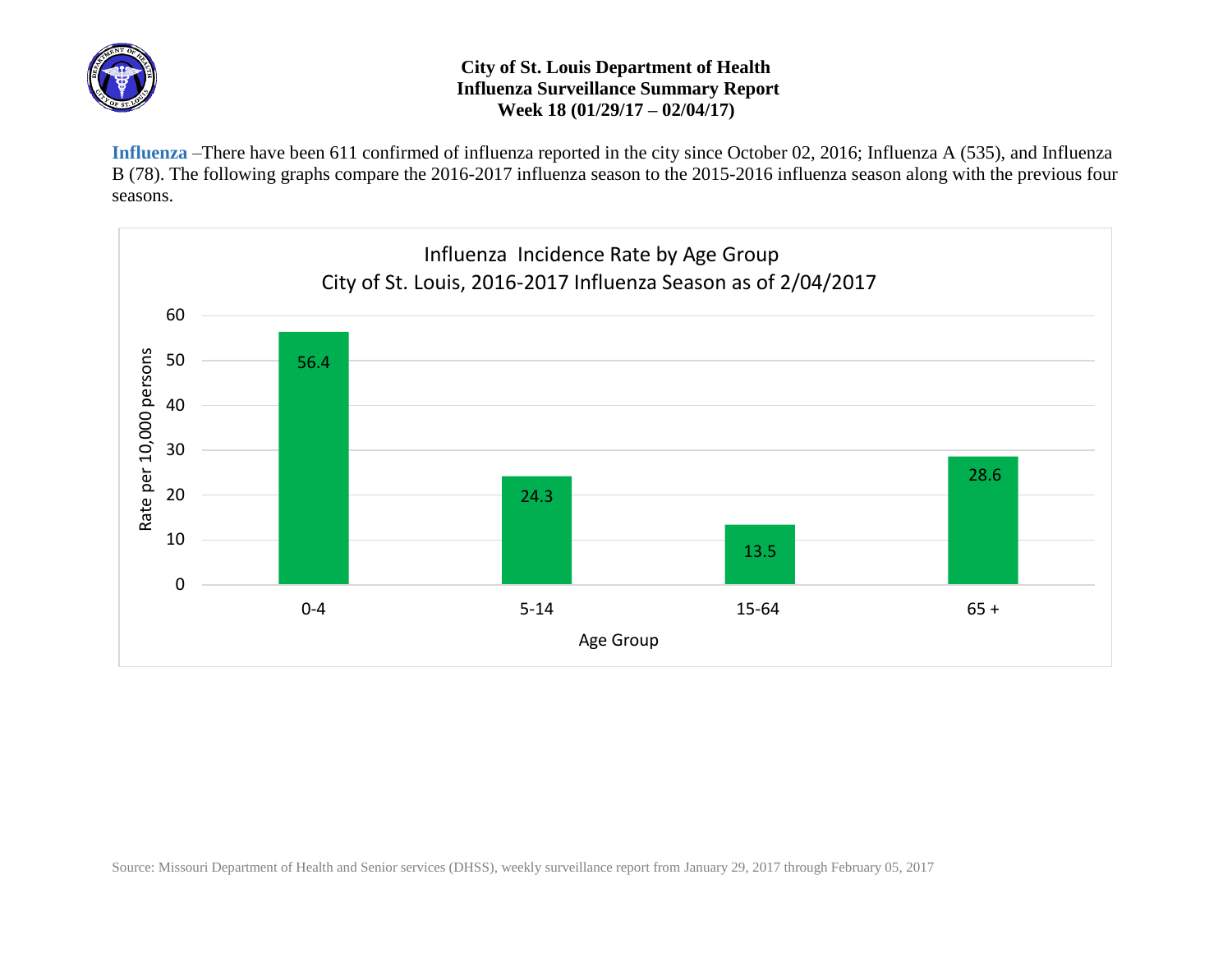# City of St. Louis Department of Health
## Influenza Surveillance Summary Report
### Week 18 (01/29/17 – 02/04/17)

**Influenza** –There have been 611 confirmed of influenza reported in the city since October 02, 2016; Influenza A (535), and Influenza B (78). The following graphs compare the 2016-2017 influenza season to the 2015-2016 influenza season along with the previous four seasons.

**Influenza Incidence Rate by Age Group**
**City of St. Louis, 2016-2017 Influenza Season as of 2/04/2017**

| Age Group | Rate per 10,000 persons |
| --- | --- |
| 0-4 | 56.4 |
| 5-14 | 24.3 |
| 15-64 | 13.5 |
| 65 + | 28.6 |

Source: Missouri Department of Health and Senior services (DHSS), weekly surveillance report from January 29, 2017 through February 05, 2017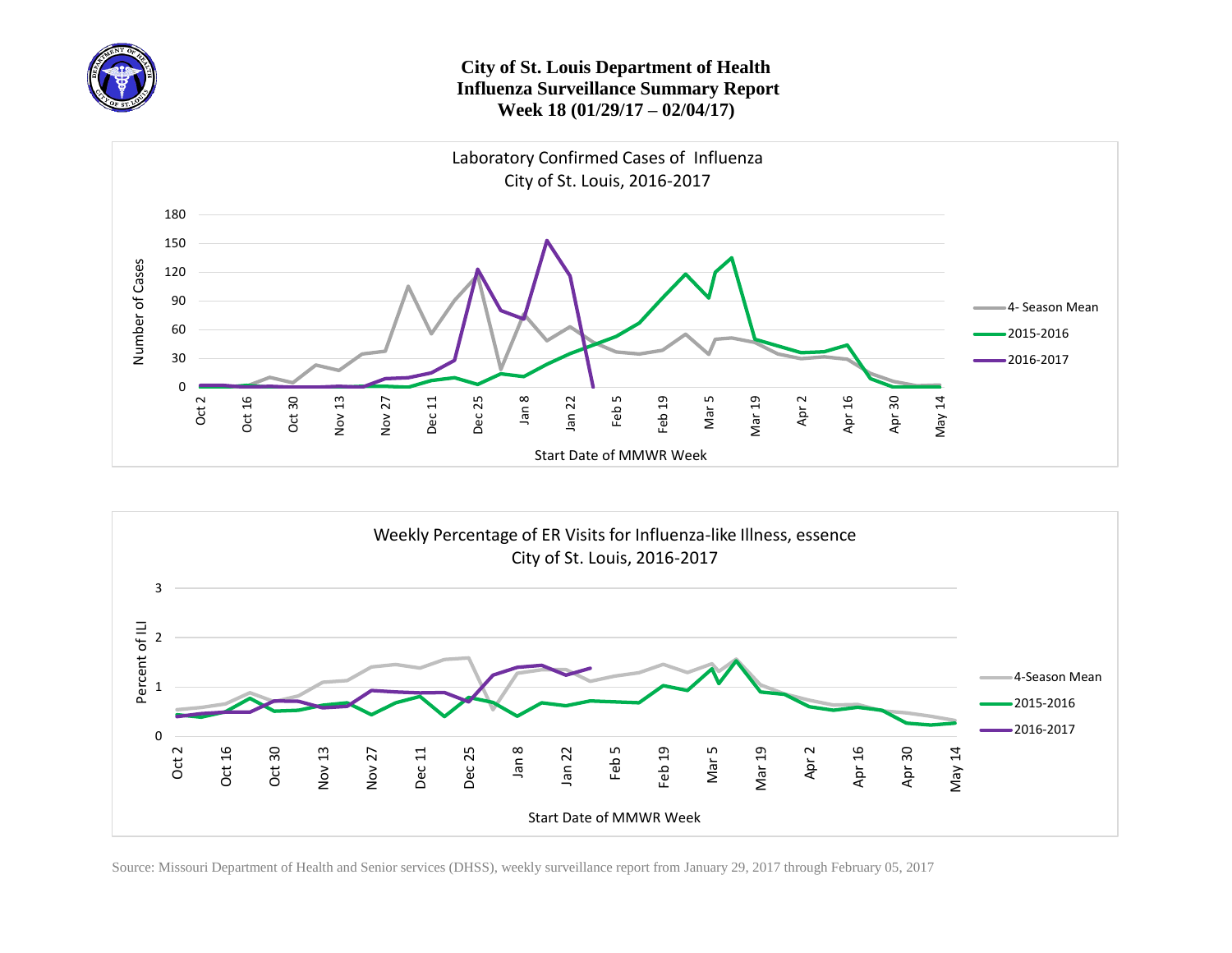# City of St. Louis Department of Health
## Influenza Surveillance Summary Report
## Week 18 (01/29/17 – 02/04/17)

Laboratory Confirmed Cases of Influenza
City of St. Louis, 2016-2017

Number of Cases

180
150
120
90
60
30
0

Oct 2, Oct 16, Oct 30, Nov 13, Nov 27, Dec 11, Dec 25, Jan 8, Jan 22, Feb 5, Feb 19, Mar 5, Mar 19, Apr 2, Apr 16, Apr 30, May 14

Start Date of MMWR Week

4- Season Mean
2015-2016
2016-2017

Weekly Percentage of ER Visits for Influenza-like Illness, essence
City of St. Louis, 2016-2017

Percent of ILI

3
2
1
0

Oct 2, Oct 16, Oct 30, Nov 13, Nov 27, Dec 11, Dec 25, Jan 8, Jan 22, Feb 5, Feb 19, Mar 5, Mar 19, Apr 2, Apr 16, Apr 30, May 14

Start Date of MMWR Week

4-Season Mean
2015-2016
2016-2017

Source: Missouri Department of Health and Senior services (DHSS), weekly surveillance report from January 29, 2017 through February 05, 2017